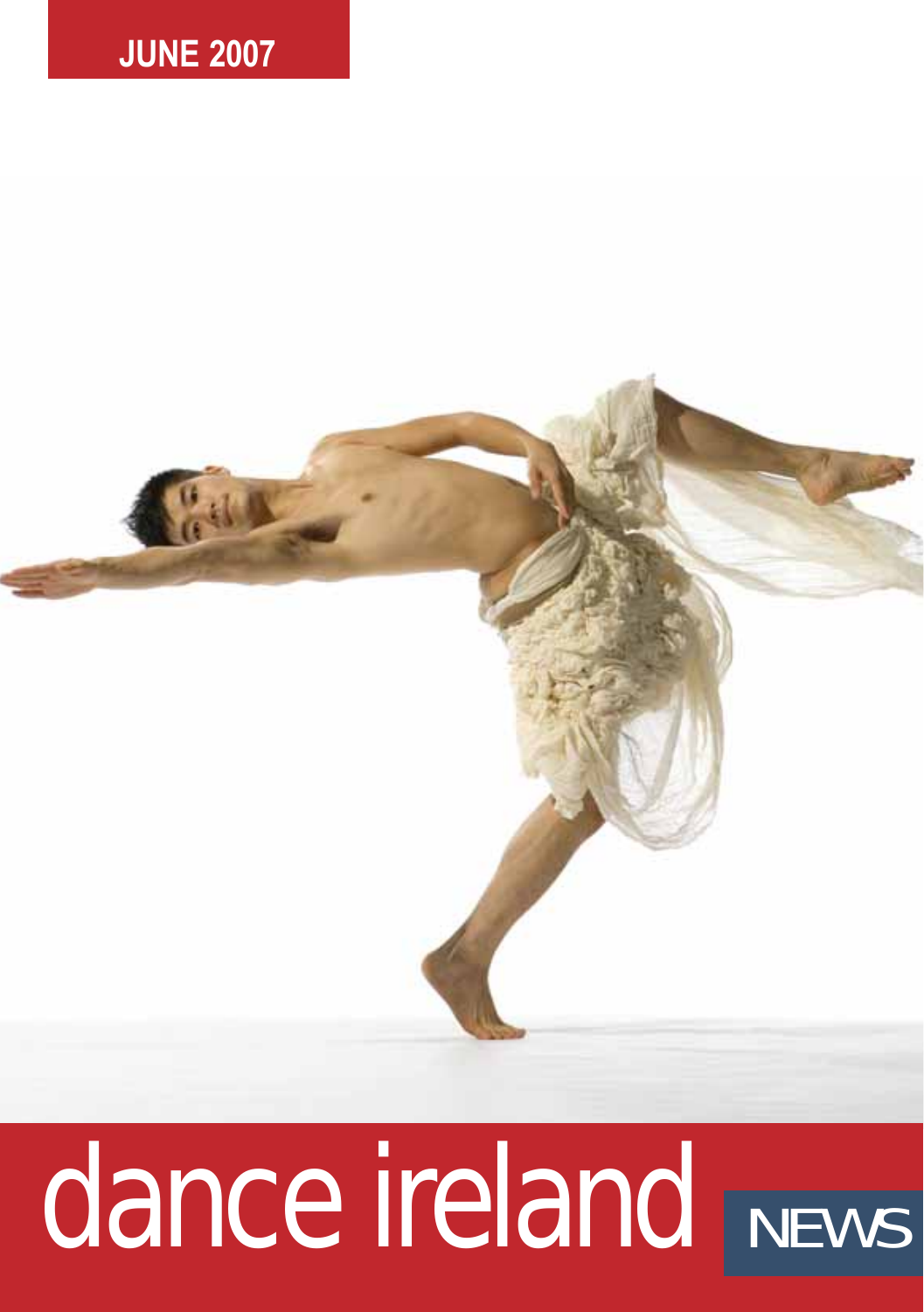JUNE 2007

# dance ireland NEWS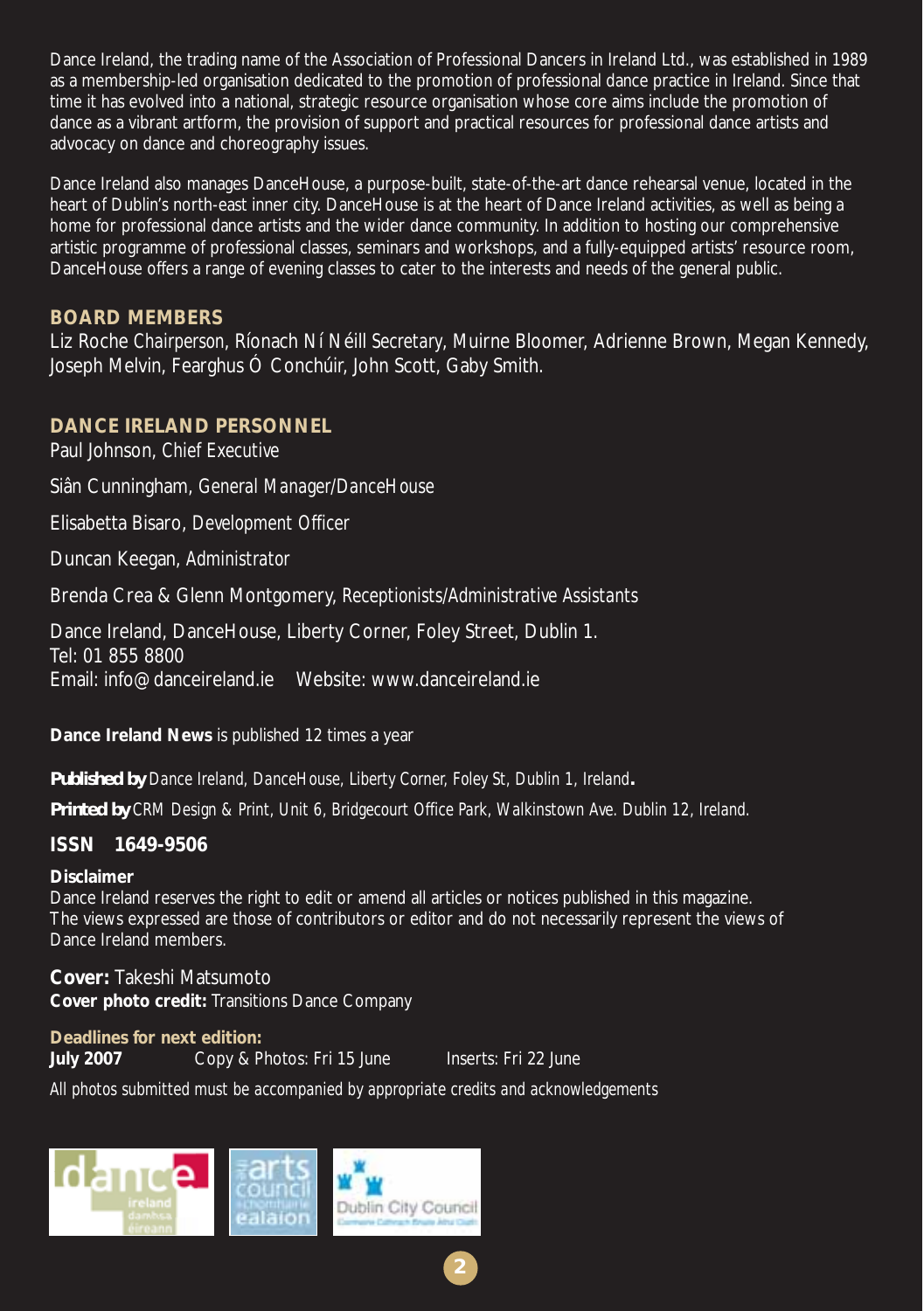Dance Ireland, the trading name of the Association of Professional Dancers in Ireland Ltd., was established in 1989 as a membership-led organisation dedicated to the promotion of professional dance practice in Ireland. Since that time it has evolved into a national, strategic resource organisation whose core aims include the promotion of dance as a vibrant artform, the provision of support and practical resources for professional dance artists and advocacy on dance and choreography issues.

Dance Ireland also manages DanceHouse, a purpose-built, state-of-the-art dance rehearsal venue, located in the heart of Dublin's north-east inner city. DanceHouse is at the heart of Dance Ireland activities, as well as being a home for professional dance artists and the wider dance community. In addition to hosting our comprehensive artistic programme of professional classes, seminars and workshops, and a fully-equipped artists' resource room, DanceHouse offers a range of evening classes to cater to the interests and needs of the general public.

## BOARD MEMBERS

Liz Roche *Chairperson*, Ríonach Ní Néill *Secretary*, Muirne Bloomer, Adrienne Brown, Megan Kennedy, Joseph Melvin, Fearghus Ó Conchúir, John Scott, Gaby Smith.

## DANCE IRELAND PERSONNEL

Paul Johnson, *Chief Executive*

Siân Cunningham, *General Manager/DanceHouse*

Elisabetta Bisaro, *Development Officer*

Duncan Keegan, *Administrator*

Brenda Crea & Glenn Montgomery, *Receptionists/Administrative Assistants*

Dance Ireland, DanceHouse, Liberty Corner, Foley Street, Dublin 1.
Tel: 01 855 8800
Email: info@danceireland.ie Website: www.danceireland.ie

**Dance Ireland News** is published 12 times a year

***Published by*** *Dance Ireland, DanceHouse, Liberty Corner, Foley St, Dublin 1, Ireland***.**

***Printed by*** *CRM Design & Print, Unit 6, Bridgecourt Office Park, Walkinstown Ave. Dublin 12, Ireland.*

**ISSN 1649-9506**

**Disclaimer**
Dance Ireland reserves the right to edit or amend all articles or notices published in this magazine. The views expressed are those of contributors or editor and do not necessarily represent the views of Dance Ireland members.

**Cover:** Takeshi Matsumoto
**Cover photo credit:** Transitions Dance Company

**Deadlines for next edition:**
**July 2007** Copy & Photos: Fri 15 June Inserts: Fri 22 June

*All photos submitted must be accompanied by appropriate credits and acknowledgements*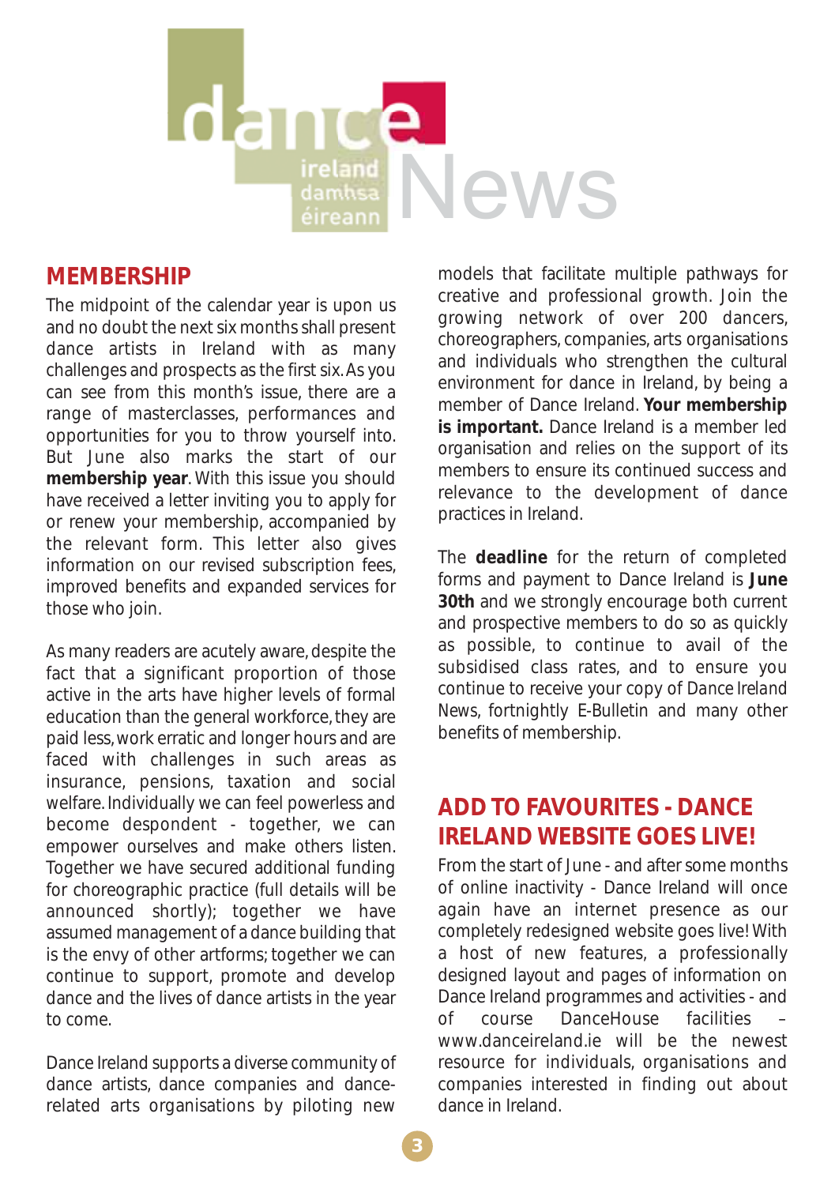# dance ireland damhsa éireann News

## MEMBERSHIP

The midpoint of the calendar year is upon us and no doubt the next six months shall present dance artists in Ireland with as many challenges and prospects as the first six. As you can see from this month's issue, there are a range of masterclasses, performances and opportunities for you to throw yourself into. But June also marks the start of our **membership year**. With this issue you should have received a letter inviting you to apply for or renew your membership, accompanied by the relevant form. This letter also gives information on our revised subscription fees, improved benefits and expanded services for those who join.

As many readers are acutely aware, despite the fact that a significant proportion of those active in the arts have higher levels of formal education than the general workforce, they are paid less, work erratic and longer hours and are faced with challenges in such areas as insurance, pensions, taxation and social welfare. Individually we can feel powerless and become despondent - together, we can empower ourselves and make others listen. Together we have secured additional funding for choreographic practice (full details will be announced shortly); together we have assumed management of a dance building that is the envy of other artforms; together we can continue to support, promote and develop dance and the lives of dance artists in the year to come.

Dance Ireland supports a diverse community of dance artists, dance companies and dance-related arts organisations by piloting new models that facilitate multiple pathways for creative and professional growth. Join the growing network of over 200 dancers, choreographers, companies, arts organisations and individuals who strengthen the cultural environment for dance in Ireland, by being a member of Dance Ireland. **Your membership is important.** Dance Ireland is a member led organisation and relies on the support of its members to ensure its continued success and relevance to the development of dance practices in Ireland.

The **deadline** for the return of completed forms and payment to Dance Ireland is **June 30th** and we strongly encourage both current and prospective members to do so as quickly as possible, to continue to avail of the subsidised class rates, and to ensure you continue to receive your copy of *Dance Ireland News*, fortnightly E-Bulletin and many other benefits of membership.

## ADD TO FAVOURITES - DANCE IRELAND WEBSITE GOES LIVE!

From the start of June - and after some months of online inactivity - Dance Ireland will once again have an internet presence as our completely redesigned website goes live! With a host of new features, a professionally designed layout and pages of information on Dance Ireland programmes and activities - and of course DanceHouse facilities – www.danceireland.ie will be the newest resource for individuals, organisations and companies interested in finding out about dance in Ireland.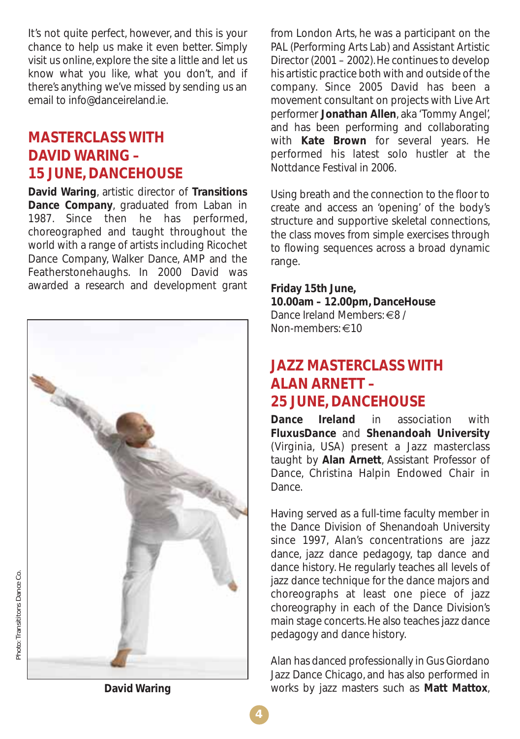It's not quite perfect, however, and this is your chance to help us make it even better. Simply visit us online, explore the site a little and let us know what you like, what you don't, and if there's anything we've missed by sending us an email to info@danceireland.ie.

## MASTERCLASS WITH DAVID WARING – 15 JUNE, DANCEHOUSE

**David Waring**, artistic director of **Transitions Dance Company**, graduated from Laban in 1987. Since then he has performed, choreographed and taught throughout the world with a range of artists including Ricochet Dance Company, Walker Dance, AMP and the Featherstonehaughs. In 2000 David was awarded a research and development grant from London Arts, he was a participant on the PAL (Performing Arts Lab) and Assistant Artistic Director (2001 – 2002). He continues to develop his artistic practice both with and outside of the company. Since 2005 David has been a movement consultant on projects with Live Art performer **Jonathan Allen**, aka 'Tommy Angel', and has been performing and collaborating with **Kate Brown** for several years. He performed his latest solo hustler at the Nottdance Festival in 2006.

Photo: Transititons Dance Co.

**David Waring**

Using breath and the connection to the floor to create and access an 'opening' of the body's structure and supportive skeletal connections, the class moves from simple exercises through to flowing sequences across a broad dynamic range.

**Friday 15th June,**
**10.00am – 12.00pm, DanceHouse**
Dance Ireland Members: €8 /
Non-members: €10

## JAZZ MASTERCLASS WITH ALAN ARNETT – 25 JUNE, DANCEHOUSE

**Dance Ireland** in association with **FluxusDance** and **Shenandoah University** (Virginia, USA) present a Jazz masterclass taught by **Alan Arnett**, Assistant Professor of Dance, Christina Halpin Endowed Chair in Dance.

Having served as a full-time faculty member in the Dance Division of Shenandoah University since 1997, Alan's concentrations are jazz dance, jazz dance pedagogy, tap dance and dance history. He regularly teaches all levels of jazz dance technique for the dance majors and choreographs at least one piece of jazz choreography in each of the Dance Division's main stage concerts. He also teaches jazz dance pedagogy and dance history.

Alan has danced professionally in Gus Giordano Jazz Dance Chicago, and has also performed in works by jazz masters such as **Matt Mattox**,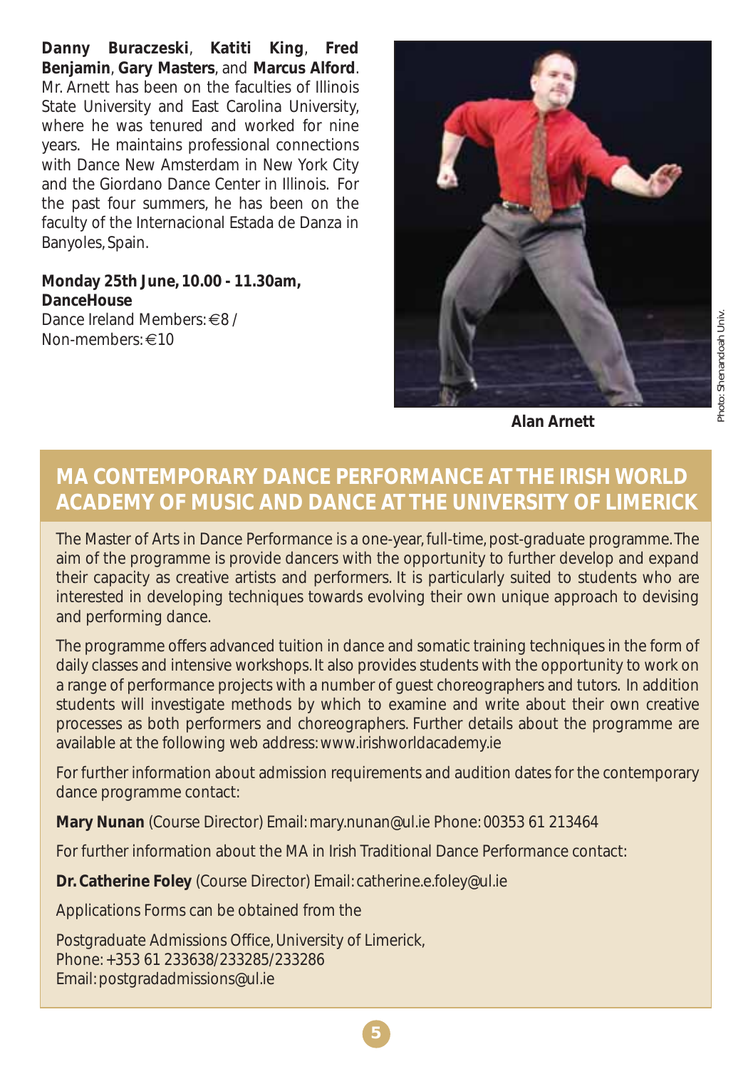**Danny Buraczeski**, **Katiti King**, **Fred Benjamin**, **Gary Masters**, and **Marcus Alford**. Mr. Arnett has been on the faculties of Illinois State University and East Carolina University, where he was tenured and worked for nine years. He maintains professional connections with Dance New Amsterdam in New York City and the Giordano Dance Center in Illinois. For the past four summers, he has been on the faculty of the Internacional Estada de Danza in Banyoles, Spain.

**Monday 25th June, 10.00 - 11.30am, DanceHouse**
Dance Ireland Members: €8 /
Non-members: €10

Photo: Shenandoah Univ.

**Alan Arnett**

## MA CONTEMPORARY DANCE PERFORMANCE AT THE IRISH WORLD ACADEMY OF MUSIC AND DANCE AT THE UNIVERSITY OF LIMERICK

The Master of Arts in Dance Performance is a one-year, full-time, post-graduate programme. The aim of the programme is provide dancers with the opportunity to further develop and expand their capacity as creative artists and performers. It is particularly suited to students who are interested in developing techniques towards evolving their own unique approach to devising and performing dance.

The programme offers advanced tuition in dance and somatic training techniques in the form of daily classes and intensive workshops. It also provides students with the opportunity to work on a range of performance projects with a number of guest choreographers and tutors. In addition students will investigate methods by which to examine and write about their own creative processes as both performers and choreographers. Further details about the programme are available at the following web address: www.irishworldacademy.ie

For further information about admission requirements and audition dates for the contemporary dance programme contact:

**Mary Nunan** (Course Director) Email: mary.nunan@ul.ie Phone: 00353 61 213464

For further information about the MA in Irish Traditional Dance Performance contact:

**Dr. Catherine Foley** (Course Director) Email: catherine.e.foley@ul.ie

Applications Forms can be obtained from the

Postgraduate Admissions Office, University of Limerick,
Phone: +353 61 233638/233285/233286
Email: postgradadmissions@ul.ie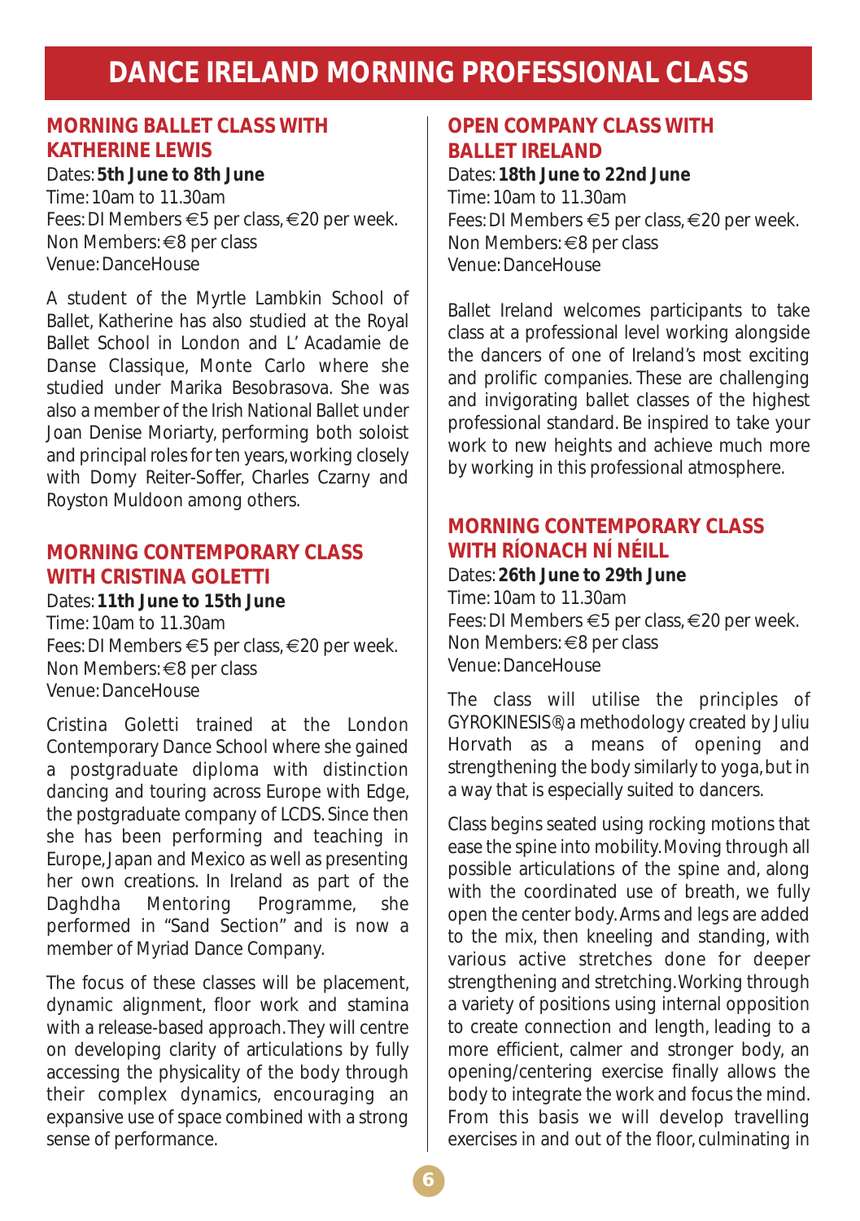# DANCE IRELAND MORNING PROFESSIONAL CLASS

## MORNING BALLET CLASS WITH KATHERINE LEWIS

Dates: **5th June to 8th June**
Time: 10am to 11.30am
Fees: DI Members €5 per class, €20 per week.
Non Members: €8 per class
Venue: DanceHouse

A student of the Myrtle Lambkin School of Ballet, Katherine has also studied at the Royal Ballet School in London and L' Acadamie de Danse Classique, Monte Carlo where she studied under Marika Besobrasova. She was also a member of the Irish National Ballet under Joan Denise Moriarty, performing both soloist and principal roles for ten years, working closely with Domy Reiter-Soffer, Charles Czarny and Royston Muldoon among others.

## MORNING CONTEMPORARY CLASS WITH CRISTINA GOLETTI

Dates: **11th June to 15th June**
Time: 10am to 11.30am
Fees: DI Members €5 per class, €20 per week.
Non Members: €8 per class
Venue: DanceHouse

Cristina Goletti trained at the London Contemporary Dance School where she gained a postgraduate diploma with distinction dancing and touring across Europe with Edge, the postgraduate company of LCDS. Since then she has been performing and teaching in Europe, Japan and Mexico as well as presenting her own creations. In Ireland as part of the Daghdha Mentoring Programme, she performed in "Sand Section" and is now a member of Myriad Dance Company.

The focus of these classes will be placement, dynamic alignment, floor work and stamina with a release-based approach. They will centre on developing clarity of articulations by fully accessing the physicality of the body through their complex dynamics, encouraging an expansive use of space combined with a strong sense of performance.

## OPEN COMPANY CLASS WITH BALLET IRELAND

Dates: **18th June to 22nd June**
Time: 10am to 11.30am
Fees: DI Members €5 per class, €20 per week.
Non Members: €8 per class
Venue: DanceHouse

Ballet Ireland welcomes participants to take class at a professional level working alongside the dancers of one of Ireland's most exciting and prolific companies. These are challenging and invigorating ballet classes of the highest professional standard. Be inspired to take your work to new heights and achieve much more by working in this professional atmosphere.

## MORNING CONTEMPORARY CLASS WITH RÍONACH NÍ NÉILL

Dates: **26th June to 29th June**
Time: 10am to 11.30am
Fees: DI Members €5 per class, €20 per week.
Non Members: €8 per class
Venue: DanceHouse

The class will utilise the principles of GYROKINESIS®, a methodology created by Juliu Horvath as a means of opening and strengthening the body similarly to yoga, but in a way that is especially suited to dancers.

Class begins seated using rocking motions that ease the spine into mobility. Moving through all possible articulations of the spine and, along with the coordinated use of breath, we fully open the center body. Arms and legs are added to the mix, then kneeling and standing, with various active stretches done for deeper strengthening and stretching. Working through a variety of positions using internal opposition to create connection and length, leading to a more efficient, calmer and stronger body, an opening/centering exercise finally allows the body to integrate the work and focus the mind. From this basis we will develop travelling exercises in and out of the floor, culminating in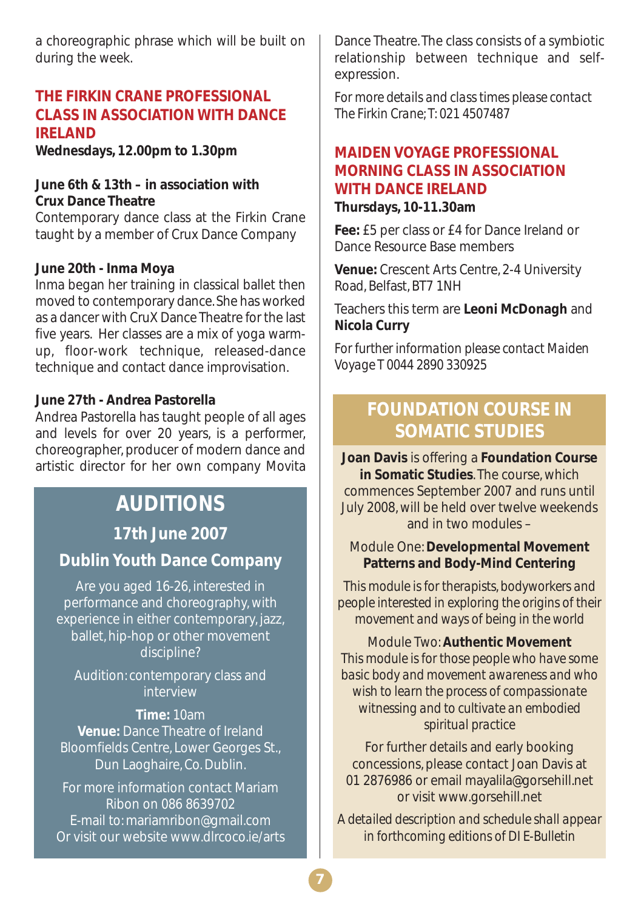a choreographic phrase which will be built on during the week.

### THE FIRKIN CRANE PROFESSIONAL CLASS IN ASSOCIATION WITH DANCE IRELAND

**Wednesdays, 12.00pm to 1.30pm**

**June 6th & 13th – in association with Crux Dance Theatre**
Contemporary dance class at the Firkin Crane taught by a member of Crux Dance Company

**June 20th - Inma Moya**
Inma began her training in classical ballet then moved to contemporary dance. She has worked as a dancer with CruX Dance Theatre for the last five years. Her classes are a mix of yoga warm-up, floor-work technique, released-dance technique and contact dance improvisation.

**June 27th - Andrea Pastorella**
Andrea Pastorella has taught people of all ages and levels for over 20 years, is a performer, choreographer, producer of modern dance and artistic director for her own company Movita Dance Theatre. The class consists of a symbiotic relationship between technique and self-expression.

*For more details and class times please contact The Firkin Crane; T: 021 4507487*

### MAIDEN VOYAGE PROFESSIONAL MORNING CLASS IN ASSOCIATION WITH DANCE IRELAND

**Thursdays, 10-11.30am**

**Fee:** £5 per class or £4 for Dance Ireland or Dance Resource Base members

**Venue:** Crescent Arts Centre, 2-4 University Road, Belfast, BT7 1NH

Teachers this term are **Leoni McDonagh** and **Nicola Curry**

*For further information please contact Maiden Voyage T 0044 2890 330925*

## AUDITIONS

### 17th June 2007

### Dublin Youth Dance Company

Are you aged 16-26, interested in performance and choreography, with experience in either contemporary, jazz, ballet, hip-hop or other movement discipline?

Audition: contemporary class and interview

**Time:** 10am
**Venue:** Dance Theatre of Ireland Bloomfields Centre, Lower Georges St., Dun Laoghaire, Co. Dublin.

For more information contact Mariam Ribon on 086 8639702
E-mail to: mariamribon@gmail.com
Or visit our website www.dlrcoco.ie/arts

## FOUNDATION COURSE IN SOMATIC STUDIES

**Joan Davis** is offering a **Foundation Course in Somatic Studies**. The course, which commences September 2007 and runs until July 2008, will be held over twelve weekends and in two modules –

Module One: **Developmental Movement Patterns and Body-Mind Centering**

*This module is for therapists, bodyworkers and people interested in exploring the origins of their movement and ways of being in the world*

Module Two: **Authentic Movement**
*This module is for those people who have some basic body and movement awareness and who wish to learn the process of compassionate witnessing and to cultivate an embodied spiritual practice*

For further details and early booking concessions, please contact Joan Davis at 01 2876986 or email mayalila@gorsehill.net or visit www.gorsehill.net

*A detailed description and schedule shall appear in forthcoming editions of DI E-Bulletin*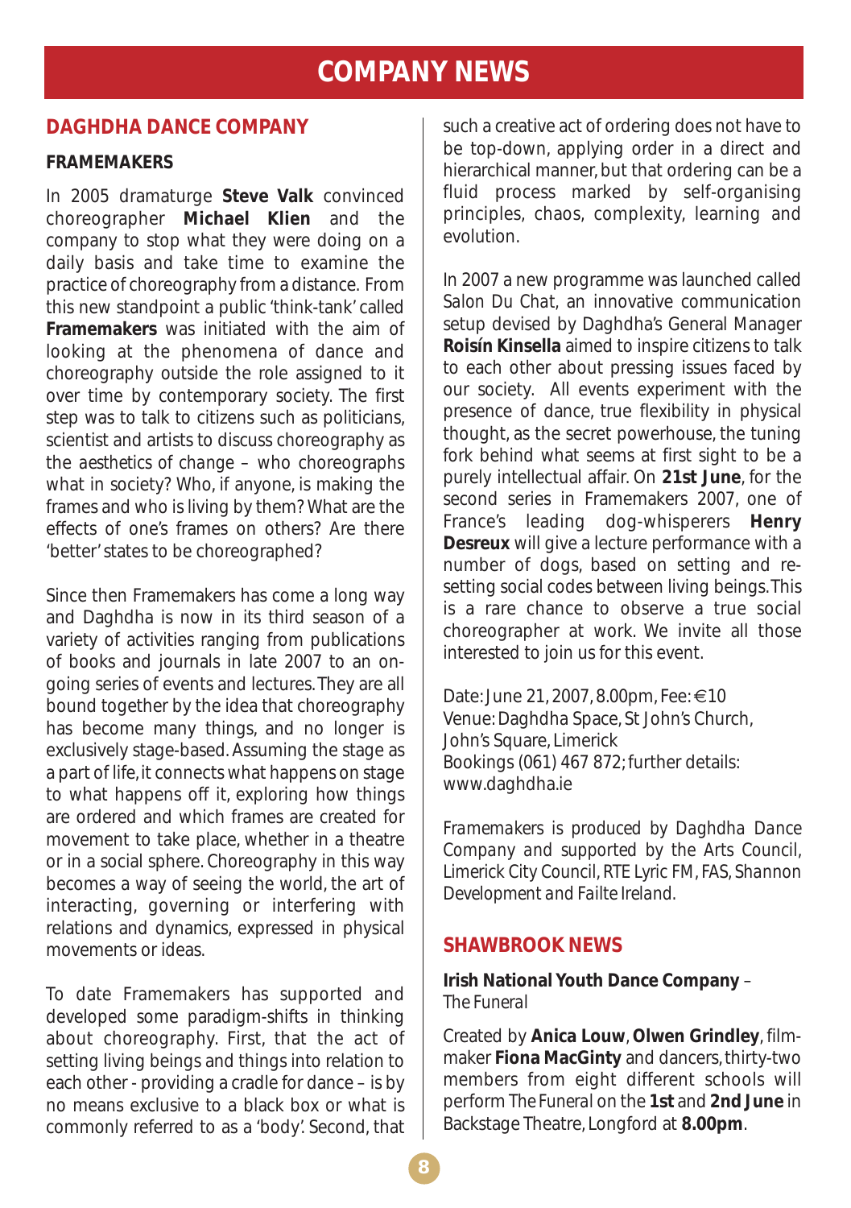# COMPANY NEWS

## DAGHDHA DANCE COMPANY

### FRAMEMAKERS

In 2005 dramaturge **Steve Valk** convinced choreographer **Michael Klien** and the company to stop what they were doing on a daily basis and take time to examine the practice of choreography from a distance. From this new standpoint a public 'think-tank' called **Framemakers** was initiated with the aim of looking at the phenomena of dance and choreography outside the role assigned to it over time by contemporary society. The first step was to talk to citizens such as politicians, scientist and artists to discuss choreography as the *aesthetics of change* – who choreographs what in society? Who, if anyone, is making the frames and who is living by them? What are the effects of one's frames on others? Are there 'better' states to be choreographed?

Since then Framemakers has come a long way and Daghdha is now in its third season of a variety of activities ranging from publications of books and journals in late 2007 to an on-going series of events and lectures. They are all bound together by the idea that choreography has become many things, and no longer is exclusively stage-based. Assuming the stage as a part of life, it connects what happens on stage to what happens off it, exploring how things are ordered and which frames are created for movement to take place, whether in a theatre or in a social sphere. Choreography in this way becomes a way of seeing the world, the art of interacting, governing or interfering with relations and dynamics, expressed in physical movements or ideas.

To date Framemakers has supported and developed some paradigm-shifts in thinking about choreography. First, that the act of setting living beings and things into relation to each other - providing a cradle for dance – is by no means exclusive to a black box or what is commonly referred to as a 'body'. Second, that such a creative act of ordering does not have to be top-down, applying order in a direct and hierarchical manner, but that ordering can be a fluid process marked by self-organising principles, chaos, complexity, learning and evolution.

In 2007 a new programme was launched called *Salon Du Chat*, an innovative communication setup devised by Daghdha's General Manager **Roisín Kinsella** aimed to inspire citizens to talk to each other about pressing issues faced by our society. All events experiment with the presence of dance, true flexibility in physical thought, as the secret powerhouse, the tuning fork behind what seems at first sight to be a purely intellectual affair. On **21st June**, for the second series in Framemakers 2007, one of France's leading dog-whisperers **Henry Desreux** will give a lecture performance with a number of dogs, based on setting and re-setting social codes between living beings. This is a rare chance to observe a true social choreographer at work. We invite all those interested to join us for this event.

Date: June 21, 2007, 8.00pm, Fee: €10
Venue: Daghdha Space, St John's Church, John's Square, Limerick
Bookings (061) 467 872; further details: www.daghdha.ie

*Framemakers is produced by Daghdha Dance Company and supported by the Arts Council, Limerick City Council, RTE Lyric FM, FAS, Shannon Development and Failte Ireland.*

## SHAWBROOK NEWS

**Irish National Youth Dance Company** – *The Funeral*

Created by **Anica Louw**, **Olwen Grindley**, film-maker **Fiona MacGinty** and dancers, thirty-two members from eight different schools will perform *The Funeral* on the **1st** and **2nd June** in Backstage Theatre, Longford at **8.00pm**.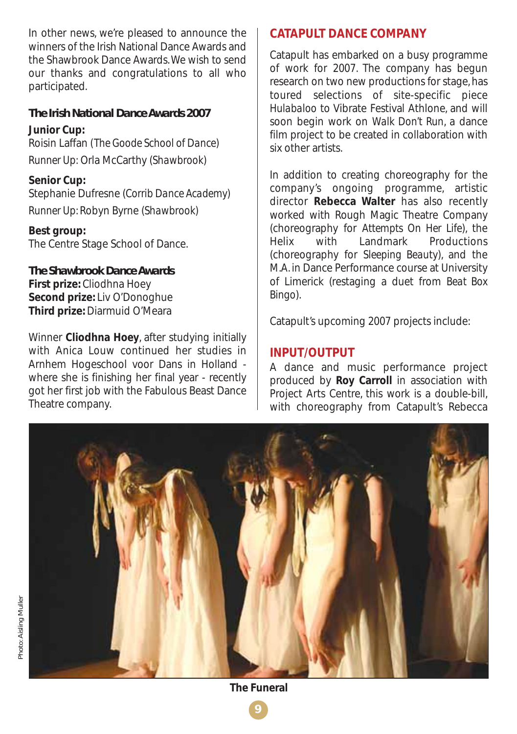In other news, we're pleased to announce the winners of the Irish National Dance Awards and the Shawbrook Dance Awards. We wish to send our thanks and congratulations to all who participated.

### The Irish National Dance Awards 2007

**Junior Cup:**
Roisin Laffan (The Goode School of Dance)
Runner Up: Orla McCarthy (Shawbrook)

**Senior Cup:**
Stephanie Dufresne (Corrib Dance Academy)
Runner Up: Robyn Byrne (Shawbrook)

**Best group:**
The Centre Stage School of Dance.

### The Shawbrook Dance Awards

**First prize:** Cliodhna Hoey
**Second prize:** Liv O'Donoghue
**Third prize:** Diarmuid O'Meara

Winner **Cliodhna Hoey**, after studying initially with Anica Louw continued her studies in Arnhem Hogeschool voor Dans in Holland - where she is finishing her final year - recently got her first job with the Fabulous Beast Dance Theatre company.

## CATAPULT DANCE COMPANY

Catapult has embarked on a busy programme of work for 2007. The company has begun research on two new productions for stage, has toured selections of site-specific piece *Hulabaloo* to Vibrate Festival Athlone, and will soon begin work on *Walk Don't Run*, a dance film project to be created in collaboration with six other artists.

In addition to creating choreography for the company's ongoing programme, artistic director **Rebecca Walter** has also recently worked with Rough Magic Theatre Company (choreography for *Attempts On Her Life*), the Helix with Landmark Productions (choreography for *Sleeping Beauty*), and the M.A. in Dance Performance course at University of Limerick (restaging a duet from *Beat Box Bingo*).

Catapult's upcoming 2007 projects include:

### INPUT/OUTPUT

A dance and music performance project produced by **Roy Carroll** in association with Project Arts Centre, this work is a double-bill, with choreography from Catapult's Rebecca

Photo: Aisling Muller

**The Funeral**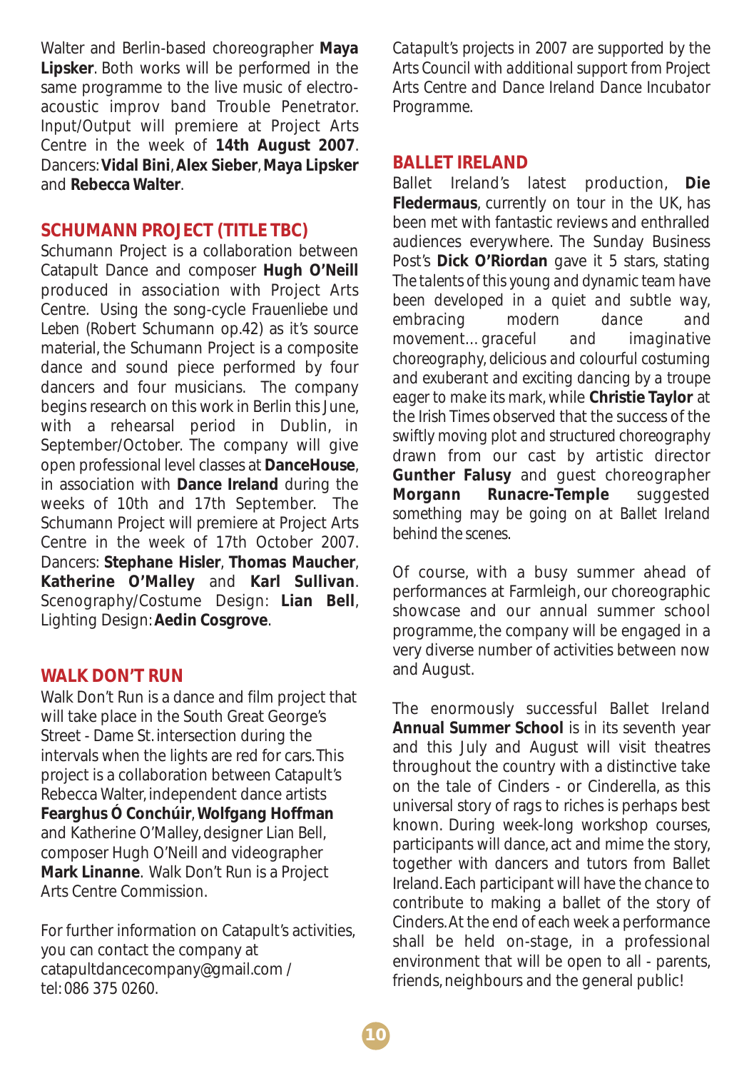Walter and Berlin-based choreographer **Maya Lipsker**. Both works will be performed in the same programme to the live music of electro-acoustic improv band Trouble Penetrator. Input/Output will premiere at Project Arts Centre in the week of **14th August 2007**. Dancers: **Vidal Bini**, **Alex Sieber**, **Maya Lipsker** and **Rebecca Walter**.

## SCHUMANN PROJECT (TITLE TBC)

Schumann Project is a collaboration between Catapult Dance and composer **Hugh O'Neill** produced in association with Project Arts Centre. Using the song-cycle *Frauenliebe und Leben* (Robert Schumann op.42) as it's source material, the Schumann Project is a composite dance and sound piece performed by four dancers and four musicians. The company begins research on this work in Berlin this June, with a rehearsal period in Dublin, in September/October. The company will give open professional level classes at **DanceHouse**, in association with **Dance Ireland** during the weeks of 10th and 17th September. The Schumann Project will premiere at Project Arts Centre in the week of 17th October 2007. Dancers: **Stephane Hisler**, **Thomas Maucher**, **Katherine O'Malley** and **Karl Sullivan**. Scenography/Costume Design: **Lian Bell**, Lighting Design: **Aedin Cosgrove**.

## WALK DON'T RUN

Walk Don't Run is a dance and film project that will take place in the South Great George's Street - Dame St. intersection during the intervals when the lights are red for cars. This project is a collaboration between Catapult's Rebecca Walter, independent dance artists **Fearghus Ó Conchúir**, **Wolfgang Hoffman** and Katherine O'Malley, designer Lian Bell, composer Hugh O'Neill and videographer **Mark Linanne**. Walk Don't Run is a Project Arts Centre Commission.

For further information on Catapult's activities, you can contact the company at catapultdancecompany@gmail.com / tel: 086 375 0260.

*Catapult's projects in 2007 are supported by the Arts Council with additional support from Project Arts Centre and Dance Ireland Dance Incubator Programme.*

## BALLET IRELAND

Ballet Ireland's latest production, **Die Fledermaus**, currently on tour in the UK, has been met with fantastic reviews and enthralled audiences everywhere. The Sunday Business Post's **Dick O'Riordan** gave it 5 stars, stating *The talents of this young and dynamic team have been developed in a quiet and subtle way, embracing modern dance and movement… graceful and imaginative choreography, delicious and colourful costuming and exuberant and exciting dancing by a troupe eager to make its mark*, while **Christie Taylor** at the Irish Times observed that *the success of the swiftly moving plot and structured choreography drawn from our cast by artistic director* **Gunther Falusy** *and guest choreographer* **Morgann Runacre-Temple** *suggested something may be going on at Ballet Ireland behind the scenes.*

Of course, with a busy summer ahead of performances at Farmleigh, our choreographic showcase and our annual summer school programme, the company will be engaged in a very diverse number of activities between now and August.

The enormously successful Ballet Ireland **Annual Summer School** is in its seventh year and this July and August will visit theatres throughout the country with a distinctive take on the tale of Cinders - or Cinderella, as this universal story of rags to riches is perhaps best known. During week-long workshop courses, participants will dance, act and mime the story, together with dancers and tutors from Ballet Ireland. Each participant will have the chance to contribute to making a ballet of the story of Cinders. At the end of each week a performance shall be held on-stage, in a professional environment that will be open to all - parents, friends, neighbours and the general public!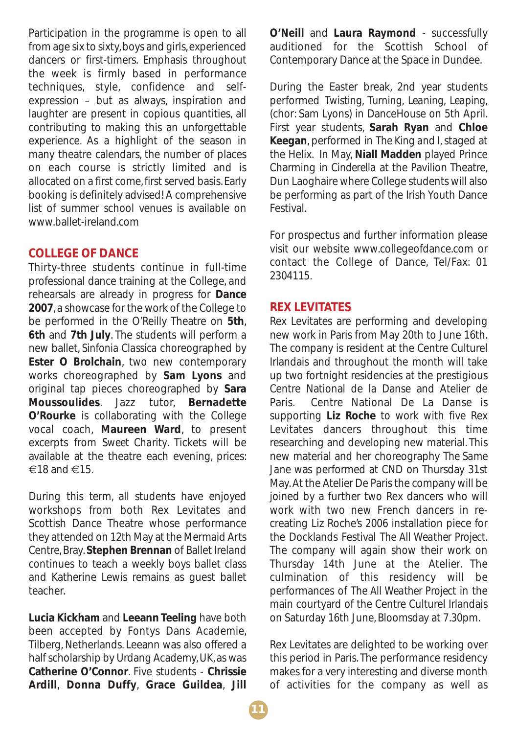Participation in the programme is open to all from age six to sixty, boys and girls, experienced dancers or first-timers. Emphasis throughout the week is firmly based in performance techniques, style, confidence and self-expression – but as always, inspiration and laughter are present in copious quantities, all contributing to making this an unforgettable experience. As a highlight of the season in many theatre calendars, the number of places on each course is strictly limited and is allocated on a first come, first served basis. Early booking is definitely advised! A comprehensive list of summer school venues is available on www.ballet-ireland.com

## COLLEGE OF DANCE

Thirty-three students continue in full-time professional dance training at the College, and rehearsals are already in progress for **Dance 2007**, a showcase for the work of the College to be performed in the O'Reilly Theatre on **5th**, **6th** and **7th July**. The students will perform a new ballet, *Sinfonia Classica* choreographed by **Ester O Brolchain**, two new contemporary works choreographed by **Sam Lyons** and original tap pieces choreographed by **Sara Moussoulides**. Jazz tutor, **Bernadette O'Rourke** is collaborating with the College vocal coach, **Maureen Ward**, to present excerpts from *Sweet Charity*. Tickets will be available at the theatre each evening, prices: €18 and €15.

During this term, all students have enjoyed workshops from both Rex Levitates and Scottish Dance Theatre whose performance they attended on 12th May at the Mermaid Arts Centre, Bray. **Stephen Brennan** of Ballet Ireland continues to teach a weekly boys ballet class and Katherine Lewis remains as guest ballet teacher.

**Lucia Kickham** and **Leeann Teeling** have both been accepted by Fontys Dans Academie, Tilberg, Netherlands. Leeann was also offered a half scholarship by Urdang Academy, UK, as was **Catherine O'Connor**. Five students - **Chrissie Ardill**, **Donna Duffy**, **Grace Guildea**, **Jill O'Neill** and **Laura Raymond** - successfully auditioned for the Scottish School of Contemporary Dance at the Space in Dundee.

During the Easter break, 2nd year students performed *Twisting, Turning, Leaning, Leaping,* (chor: Sam Lyons) in DanceHouse on 5th April. First year students, **Sarah Ryan** and **Chloe Keegan**, performed in *The King and I*, staged at the Helix. In May, **Niall Madden** played Prince Charming in *Cinderella* at the Pavilion Theatre, Dun Laoghaire where College students will also be performing as part of the Irish Youth Dance Festival.

For prospectus and further information please visit our website www.collegeofdance.com or contact the College of Dance, Tel/Fax: 01 2304115.

## REX LEVITATES

Rex Levitates are performing and developing new work in Paris from May 20th to June 16th. The company is resident at the Centre Culturel Irlandais and throughout the month will take up two fortnight residencies at the prestigious Centre National de la Danse and Atelier de Paris. Centre National De La Danse is supporting **Liz Roche** to work with five Rex Levitates dancers throughout this time researching and developing new material. This new material and her choreography *The Same Jane* was performed at CND on Thursday 31st May. At the Atelier De Paris the company will be joined by a further two Rex dancers who will work with two new French dancers in re-creating Liz Roche's 2006 installation piece for the Docklands Festival *The All Weather Project*. The company will again show their work on Thursday 14th June at the Atelier. The culmination of this residency will be performances of *The All Weather Project* in the main courtyard of the Centre Culturel Irlandais on Saturday 16th June, Bloomsday at 7.30pm.

Rex Levitates are delighted to be working over this period in Paris. The performance residency makes for a very interesting and diverse month of activities for the company as well as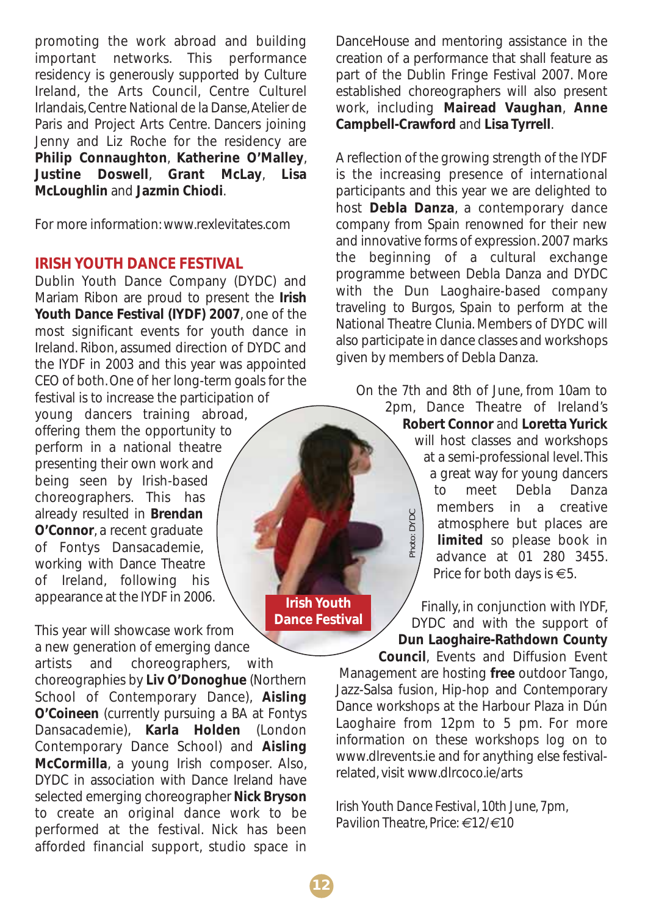promoting the work abroad and building important networks. This performance residency is generously supported by Culture Ireland, the Arts Council, Centre Culturel Irlandais, Centre National de la Danse, Atelier de Paris and Project Arts Centre. Dancers joining Jenny and Liz Roche for the residency are **Philip Connaughton**, **Katherine O'Malley**, **Justine Doswell**, **Grant McLay**, **Lisa McLoughlin** and **Jazmin Chiodi**.

For more information: www.rexlevitates.com

## IRISH YOUTH DANCE FESTIVAL

Dublin Youth Dance Company (DYDC) and Mariam Ribon are proud to present the **Irish Youth Dance Festival (IYDF) 2007**, one of the most significant events for youth dance in Ireland. Ribon, assumed direction of DYDC and the IYDF in 2003 and this year was appointed CEO of both. One of her long-term goals for the festival is to increase the participation of young dancers training abroad, offering them the opportunity to perform in a national theatre presenting their own work and being seen by Irish-based choreographers. This has already resulted in **Brendan O'Connor**, a recent graduate of Fontys Dansacademie, working with Dance Theatre of Ireland, following his appearance at the IYDF in 2006.

This year will showcase work from a new generation of emerging dance artists and choreographers, with choreographies by **Liv O'Donoghue** (Northern School of Contemporary Dance), **Aisling O'Coineen** (currently pursuing a BA at Fontys Dansacademie), **Karla Holden** (London Contemporary Dance School) and **Aisling McCormilla**, a young Irish composer. Also, DYDC in association with Dance Ireland have selected emerging choreographer **Nick Bryson** to create an original dance work to be performed at the festival. Nick has been afforded financial support, studio space in DanceHouse and mentoring assistance in the creation of a performance that shall feature as part of the Dublin Fringe Festival 2007. More established choreographers will also present work, including **Mairead Vaughan**, **Anne Campbell-Crawford** and **Lisa Tyrrell**.

A reflection of the growing strength of the IYDF is the increasing presence of international participants and this year we are delighted to host **Debla Danza**, a contemporary dance company from Spain renowned for their new and innovative forms of expression. 2007 marks the beginning of a cultural exchange programme between Debla Danza and DYDC with the Dun Laoghaire-based company traveling to Burgos, Spain to perform at the National Theatre Clunia. Members of DYDC will also participate in dance classes and workshops given by members of Debla Danza.

Irish Youth Dance Festival

Photo: DYDC

On the 7th and 8th of June, from 10am to 2pm, Dance Theatre of Ireland's **Robert Connor** and **Loretta Yurick** will host classes and workshops at a semi-professional level. This a great way for young dancers to meet Debla Danza members in a creative atmosphere but places are **limited** so please book in advance at 01 280 3455. Price for both days is €5.

Finally, in conjunction with IYDF, DYDC and with the support of **Dun Laoghaire-Rathdown County Council**, Events and Diffusion Event Management are hosting **free** outdoor Tango, Jazz-Salsa fusion, Hip-hop and Contemporary Dance workshops at the Harbour Plaza in Dún Laoghaire from 12pm to 5 pm. For more information on these workshops log on to www.dlrevents.ie and for anything else festival-related, visit www.dlrcoco.ie/arts

*Irish Youth Dance Festival, 10th June, 7pm, Pavilion Theatre, Price: €12/€10*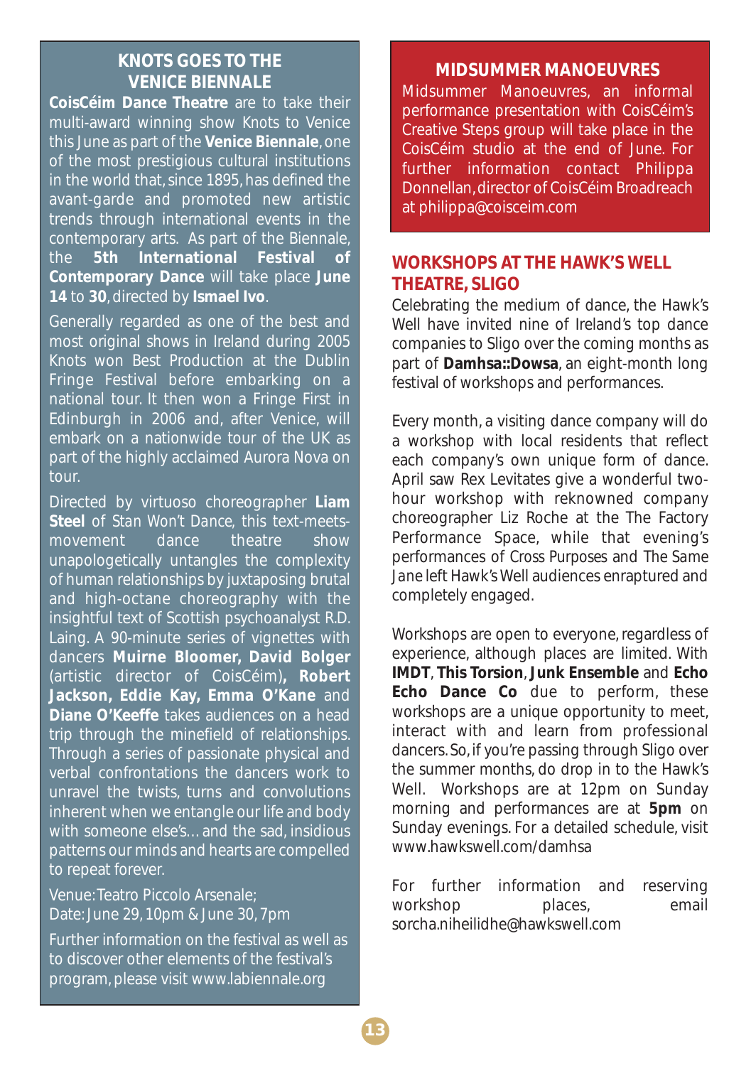## KNOTS GOES TO THE VENICE BIENNALE

**CoisCéim Dance Theatre** are to take their multi-award winning show Knots to Venice this June as part of the **Venice Biennale**, one of the most prestigious cultural institutions in the world that, since 1895, has defined the avant-garde and promoted new artistic trends through international events in the contemporary arts. As part of the Biennale, the **5th International Festival of Contemporary Dance** will take place **June 14** to **30**, directed by **Ismael Ivo**.

Generally regarded as one of the best and most original shows in Ireland during 2005 Knots won Best Production at the Dublin Fringe Festival before embarking on a national tour. It then won a Fringe First in Edinburgh in 2006 and, after Venice, will embark on a nationwide tour of the UK as part of the highly acclaimed Aurora Nova on tour.

Directed by virtuoso choreographer **Liam Steel** of *Stan Won't Dance*, this text-meets-movement dance theatre show unapologetically untangles the complexity of human relationships by juxtaposing brutal and high-octane choreography with the insightful text of Scottish psychoanalyst R.D. Laing. A 90-minute series of vignettes with dancers **Muirne Bloomer, David Bolger** (artistic director of CoisCéim)**, Robert Jackson, Eddie Kay, Emma O'Kane** and **Diane O'Keeffe** takes audiences on a head trip through the minefield of relationships. Through a series of passionate physical and verbal confrontations the dancers work to unravel the twists, turns and convolutions inherent when we entangle our life and body with someone else's… and the sad, insidious patterns our minds and hearts are compelled to repeat forever.

Venue: Teatro Piccolo Arsenale;
Date: June 29, 10pm & June 30, 7pm

Further information on the festival as well as to discover other elements of the festival's program, please visit www.labiennale.org

## MIDSUMMER MANOEUVRES

Midsummer Manoeuvres, an informal performance presentation with CoisCéim's Creative Steps group will take place in the CoisCéim studio at the end of June. For further information contact Philippa Donnellan, director of CoisCéim Broadreach at philippa@coisceim.com

## WORKSHOPS AT THE HAWK'S WELL THEATRE, SLIGO

Celebrating the medium of dance, the Hawk's Well have invited nine of Ireland's top dance companies to Sligo over the coming months as part of **Damhsa::Dowsa**, an eight-month long festival of workshops and performances.

Every month, a visiting dance company will do a workshop with local residents that reflect each company's own unique form of dance. April saw Rex Levitates give a wonderful two-hour workshop with reknowned company choreographer Liz Roche at the The Factory Performance Space, while that evening's performances of *Cross Purposes* and *The Same Jane* left Hawk's Well audiences enraptured and completely engaged.

Workshops are open to everyone, regardless of experience, although places are limited. With **IMDT**, **This Torsion**, **Junk Ensemble** and **Echo Echo Dance Co** due to perform, these workshops are a unique opportunity to meet, interact with and learn from professional dancers. So, if you're passing through Sligo over the summer months, do drop in to the Hawk's Well. Workshops are at 12pm on Sunday morning and performances are at **5pm** on Sunday evenings. For a detailed schedule, visit www.hawkswell.com/damhsa

For further information and reserving workshop places, email sorcha.niheilidhe@hawkswell.com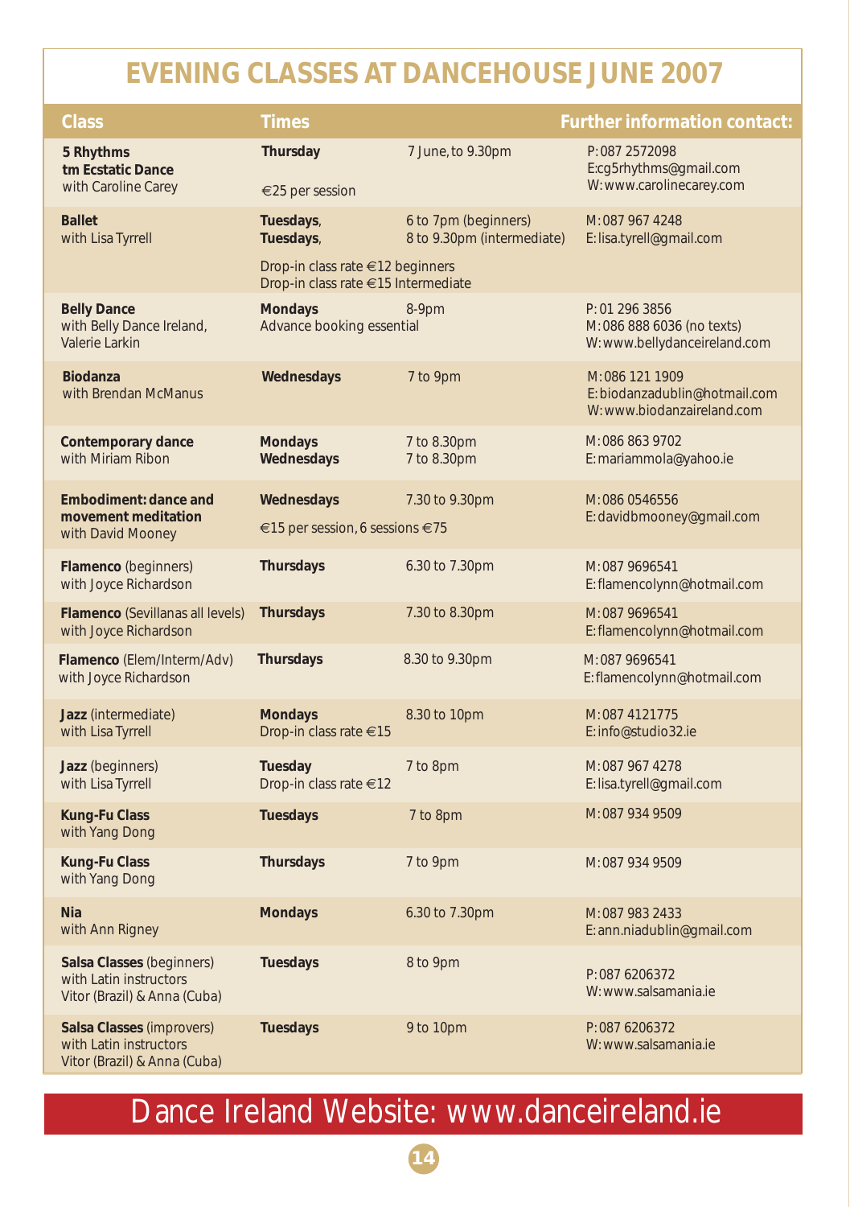# EVENING CLASSES AT DANCEHOUSE JUNE 2007

| Class | Times | | Further information contact: |
|---|---|---|---|
| **5 Rhythms tm Ecstatic Dance** with Caroline Carey | **Thursday** €25 per session | 7 June, to 9.30pm | P: 087 2572098 E:cg5rhythms@gmail.com W: www.carolinecarey.com |
| **Ballet** with Lisa Tyrrell | **Tuesdays**, **Tuesdays**, Drop-in class rate €12 beginners Drop-in class rate €15 Intermediate | 6 to 7pm (beginners) 8 to 9.30pm (intermediate) | M: 087 967 4248 E: lisa.tyrell@gmail.com |
| **Belly Dance** with Belly Dance Ireland, Valerie Larkin | **Mondays** Advance booking essential | 8-9pm | P: 01 296 3856 M: 086 888 6036 (no texts) W: www.bellydanceireland.com |
| **Biodanza** with Brendan McManus | **Wednesdays** | 7 to 9pm | M: 086 121 1909 E: biodanzadublin@hotmail.com W: www.biodanzaireland.com |
| **Contemporary dance** with Miriam Ribon | **Mondays** **Wednesdays** | 7 to 8.30pm 7 to 8.30pm | M: 086 863 9702 E: mariammola@yahoo.ie |
| **Embodiment: dance and movement meditation** with David Mooney | **Wednesdays** €15 per session, 6 sessions €75 | 7.30 to 9.30pm | M: 086 0546556 E: davidbmooney@gmail.com |
| **Flamenco** (beginners) with Joyce Richardson | **Thursdays** | 6.30 to 7.30pm | M: 087 9696541 E: flamencolynn@hotmail.com |
| **Flamenco** (Sevillanas all levels) with Joyce Richardson | **Thursdays** | 7.30 to 8.30pm | M: 087 9696541 E: flamencolynn@hotmail.com |
| **Flamenco** (Elem/Interm/Adv) with Joyce Richardson | **Thursdays** | 8.30 to 9.30pm | M: 087 9696541 E: flamencolynn@hotmail.com |
| **Jazz** (intermediate) with Lisa Tyrrell | **Mondays** Drop-in class rate €15 | 8.30 to 10pm | M: 087 4121775 E: info@studio32.ie |
| **Jazz** (beginners) with Lisa Tyrrell | **Tuesday** Drop-in class rate €12 | 7 to 8pm | M: 087 967 4278 E: lisa.tyrell@gmail.com |
| **Kung-Fu Class** with Yang Dong | **Tuesdays** | 7 to 8pm | M: 087 934 9509 |
| **Kung-Fu Class** with Yang Dong | **Thursdays** | 7 to 9pm | M: 087 934 9509 |
| **Nia** with Ann Rigney | **Mondays** | 6.30 to 7.30pm | M: 087 983 2433 E: ann.niadublin@gmail.com |
| **Salsa Classes** (beginners) with Latin instructors Vitor (Brazil) & Anna (Cuba) | **Tuesdays** | 8 to 9pm | P: 087 6206372 W: www.salsamania.ie |
| **Salsa Classes** (improvers) with Latin instructors Vitor (Brazil) & Anna (Cuba) | **Tuesdays** | 9 to 10pm | P: 087 6206372 W: www.salsamania.ie |

Dance Ireland Website: www.danceireland.ie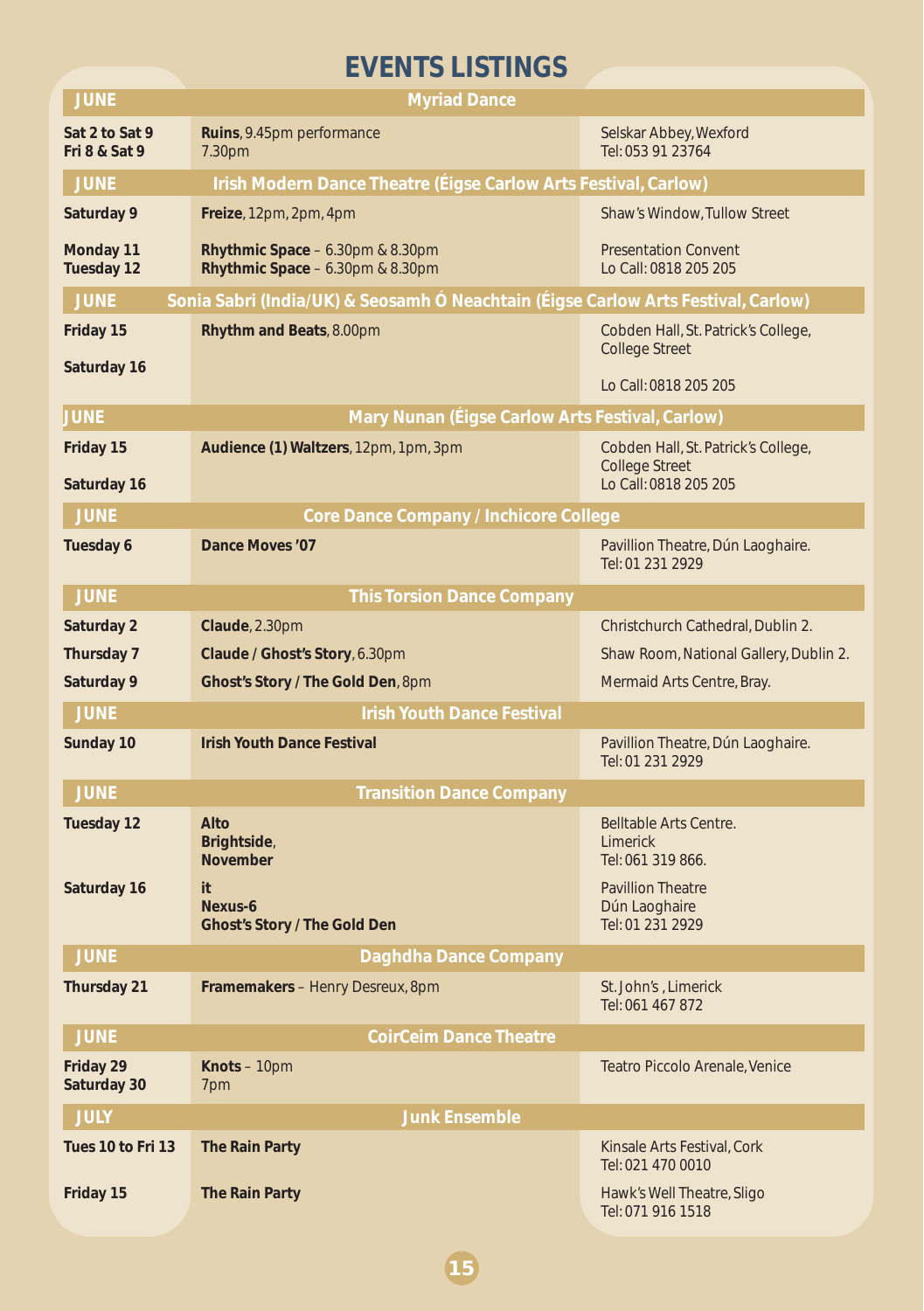# EVENTS LISTINGS

| JUNE | Myriad Dance | |
|---|---|---|
| **Sat 2 to Sat 9**<br>**Fri 8 & Sat 9** | **Ruins**, 9.45pm performance<br>7.30pm | Selskar Abbey, Wexford<br>Tel: 053 91 23764 |
| **JUNE** | **Irish Modern Dance Theatre (Éigse Carlow Arts Festival, Carlow)** | |
| **Saturday 9** | **Freize**, 12pm, 2pm, 4pm | Shaw's Window, Tullow Street |
| **Monday 11**<br>**Tuesday 12** | **Rhythmic Space** – 6.30pm & 8.30pm<br>**Rhythmic Space** – 6.30pm & 8.30pm | Presentation Convent<br>Lo Call: 0818 205 205 |
| **JUNE** | **Sonia Sabri (India/UK) & Seosamh Ó Neachtain (Éigse Carlow Arts Festival, Carlow)** | |
| **Friday 15**<br>**Saturday 16** | **Rhythm and Beats**, 8.00pm | Cobden Hall, St. Patrick's College, College Street<br>Lo Call: 0818 205 205 |
| **JUNE** | **Mary Nunan (Éigse Carlow Arts Festival, Carlow)** | |
| **Friday 15**<br>**Saturday 16** | **Audience (1) Waltzers**, 12pm, 1pm, 3pm | Cobden Hall, St. Patrick's College, College Street<br>Lo Call: 0818 205 205 |
| **JUNE** | **Core Dance Company / Inchicore College** | |
| **Tuesday 6** | **Dance Moves '07** | Pavillion Theatre, Dún Laoghaire.<br>Tel: 01 231 2929 |
| **JUNE** | **This Torsion Dance Company** | |
| **Saturday 2** | **Claude**, 2.30pm | Christchurch Cathedral, Dublin 2. |
| **Thursday 7** | **Claude / Ghost's Story**, 6.30pm | Shaw Room, National Gallery, Dublin 2. |
| **Saturday 9** | **Ghost's Story / The Gold Den**, 8pm | Mermaid Arts Centre, Bray. |
| **JUNE** | **Irish Youth Dance Festival** | |
| **Sunday 10** | **Irish Youth Dance Festival** | Pavillion Theatre, Dún Laoghaire.<br>Tel: 01 231 2929 |
| **JUNE** | **Transition Dance Company** | |
| **Tuesday 12** | **Alto**<br>**Brightside**,<br>**November** | Belltable Arts Centre.<br>Limerick<br>Tel: 061 319 866. |
| **Saturday 16** | **it**<br>**Nexus-6**<br>**Ghost's Story / The Gold Den** | Pavillion Theatre<br>Dún Laoghaire<br>Tel: 01 231 2929 |
| **JUNE** | **Daghdha Dance Company** | |
| **Thursday 21** | **Framemakers** – Henry Desreux, 8pm | St. John's , Limerick<br>Tel: 061 467 872 |
| **JUNE** | **CoirCeim Dance Theatre** | |
| **Friday 29**<br>**Saturday 30** | **Knots** – 10pm<br>7pm | Teatro Piccolo Arenale, Venice |
| **JULY** | **Junk Ensemble** | |
| **Tues 10 to Fri 13** | **The Rain Party** | Kinsale Arts Festival, Cork<br>Tel: 021 470 0010 |
| **Friday 15** | **The Rain Party** | Hawk's Well Theatre, Sligo<br>Tel: 071 916 1518 |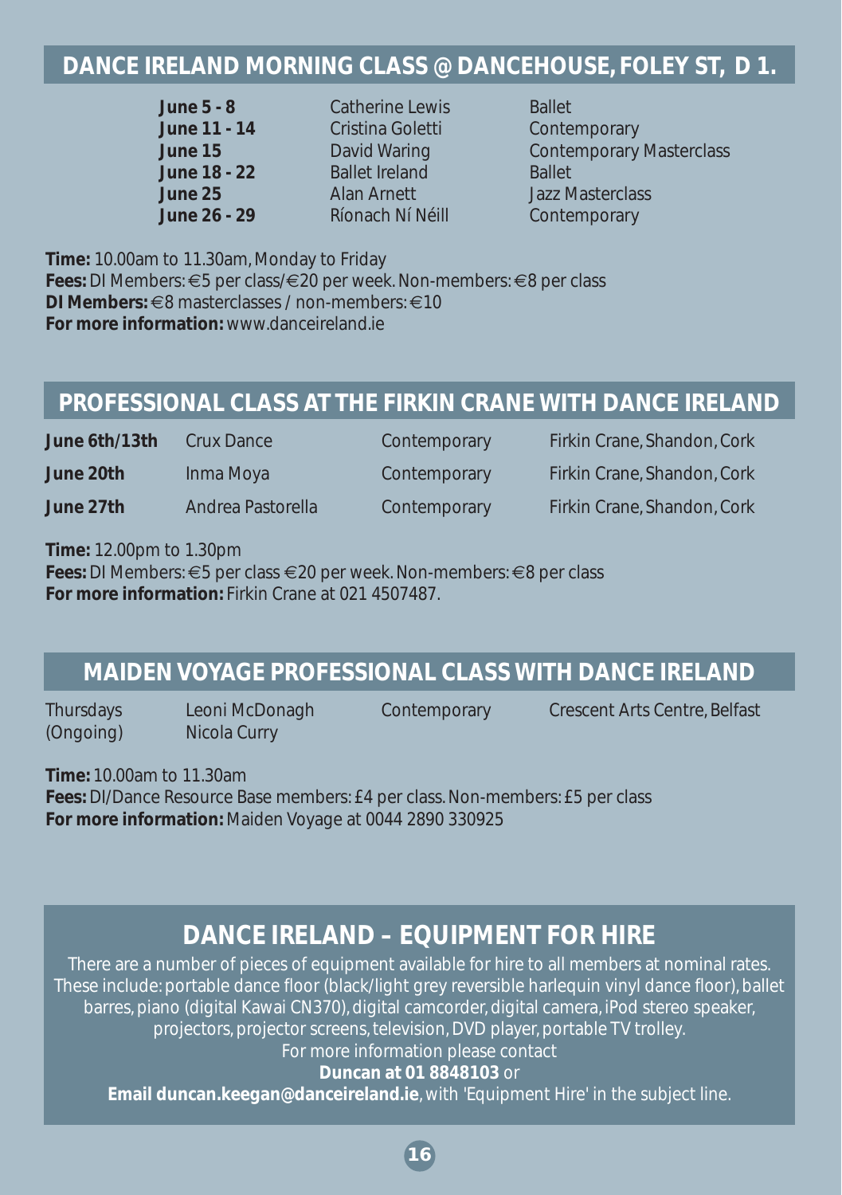## DANCE IRELAND MORNING CLASS @ DANCEHOUSE, FOLEY ST, D 1.

| | | |
|---|---|---|
| **June 5 - 8** | Catherine Lewis | Ballet |
| **June 11 - 14** | Cristina Goletti | Contemporary |
| **June 15** | David Waring | Contemporary Masterclass |
| **June 18 - 22** | Ballet Ireland | Ballet |
| **June 25** | Alan Arnett | Jazz Masterclass |
| **June 26 - 29** | Ríonach Ní Néill | Contemporary |

**Time:** 10.00am to 11.30am, Monday to Friday
**Fees:** DI Members: €5 per class/€20 per week. Non-members: €8 per class
**DI Members:** €8 masterclasses / non-members: €10
**For more information:** www.danceireland.ie

## PROFESSIONAL CLASS AT THE FIRKIN CRANE WITH DANCE IRELAND

| | | | |
|---|---|---|---|
| **June 6th/13th** | Crux Dance | Contemporary | Firkin Crane, Shandon, Cork |
| **June 20th** | Inma Moya | Contemporary | Firkin Crane, Shandon, Cork |
| **June 27th** | Andrea Pastorella | Contemporary | Firkin Crane, Shandon, Cork |

**Time:** 12.00pm to 1.30pm
**Fees:** DI Members: €5 per class €20 per week. Non-members: €8 per class
**For more information:** Firkin Crane at 021 4507487.

## MAIDEN VOYAGE PROFESSIONAL CLASS WITH DANCE IRELAND

| | | | |
|---|---|---|---|
| Thursdays (Ongoing) | Leoni McDonagh Nicola Curry | Contemporary | Crescent Arts Centre, Belfast |

**Time:** 10.00am to 11.30am
**Fees:** DI/Dance Resource Base members: £4 per class. Non-members: £5 per class
**For more information:** Maiden Voyage at 0044 2890 330925

## DANCE IRELAND – EQUIPMENT FOR HIRE

There are a number of pieces of equipment available for hire to all members at nominal rates. These include: portable dance floor (black/light grey reversible harlequin vinyl dance floor), ballet barres, piano (digital Kawai CN370), digital camcorder, digital camera, iPod stereo speaker, projectors, projector screens, television, DVD player, portable TV trolley.
For more information please contact
**Duncan at 01 8848103** or
**Email duncan.keegan@danceireland.ie**, with 'Equipment Hire' in the subject line.